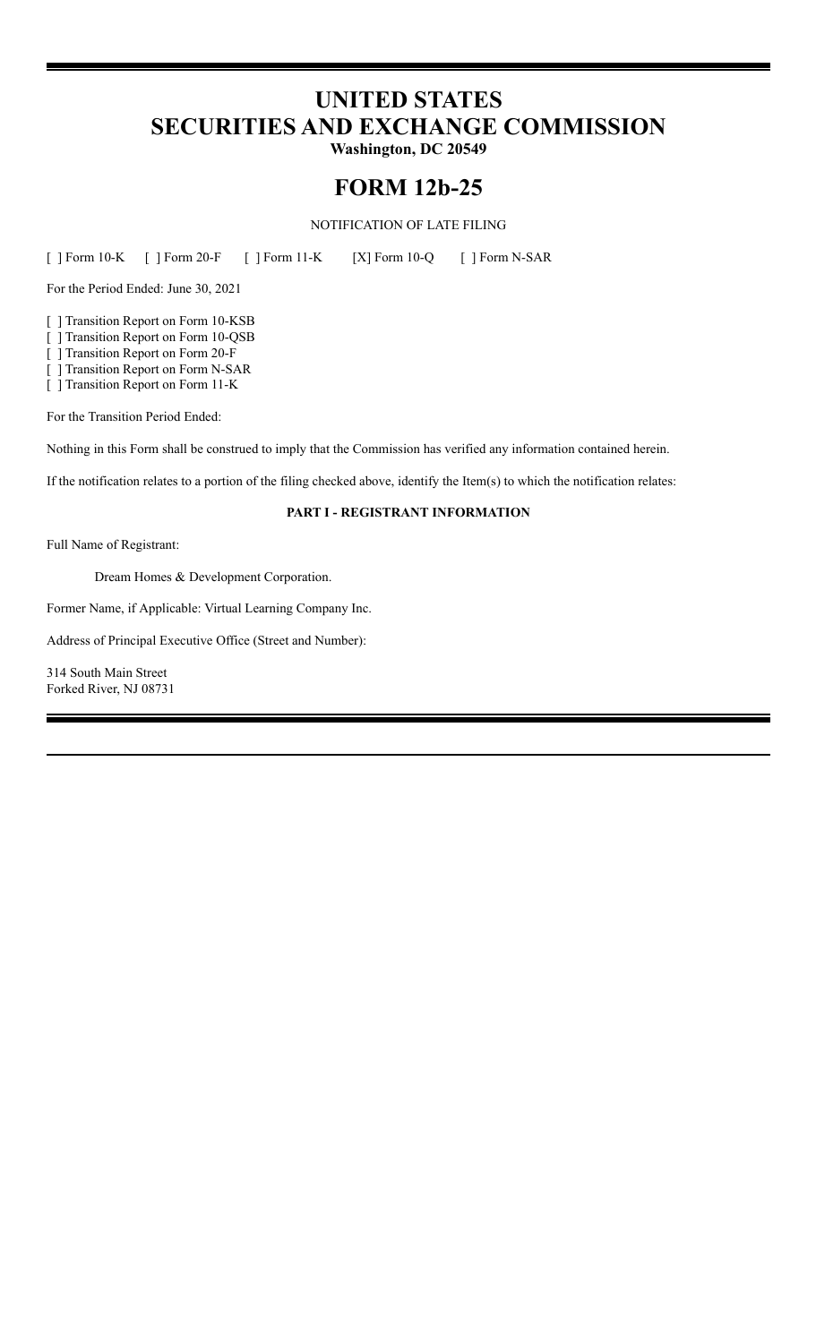# UNITED STATES
# SECURITIES AND EXCHANGE COMMISSION
**Washington, DC 20549**

# FORM 12b-25

NOTIFICATION OF LATE FILING

[ ] Form 10-K [ ] Form 20-F [ ] Form 11-K [X] Form 10-Q [ ] Form N-SAR

For the Period Ended: June 30, 2021

[ ] Transition Report on Form 10-KSB
[ ] Transition Report on Form 10-QSB
[ ] Transition Report on Form 20-F
[ ] Transition Report on Form N-SAR
[ ] Transition Report on Form 11-K

For the Transition Period Ended:

Nothing in this Form shall be construed to imply that the Commission has verified any information contained herein.

If the notification relates to a portion of the filing checked above, identify the Item(s) to which the notification relates:

**PART I - REGISTRANT INFORMATION**

Full Name of Registrant:

Dream Homes & Development Corporation.

Former Name, if Applicable: Virtual Learning Company Inc.

Address of Principal Executive Office (Street and Number):

314 South Main Street
Forked River, NJ 08731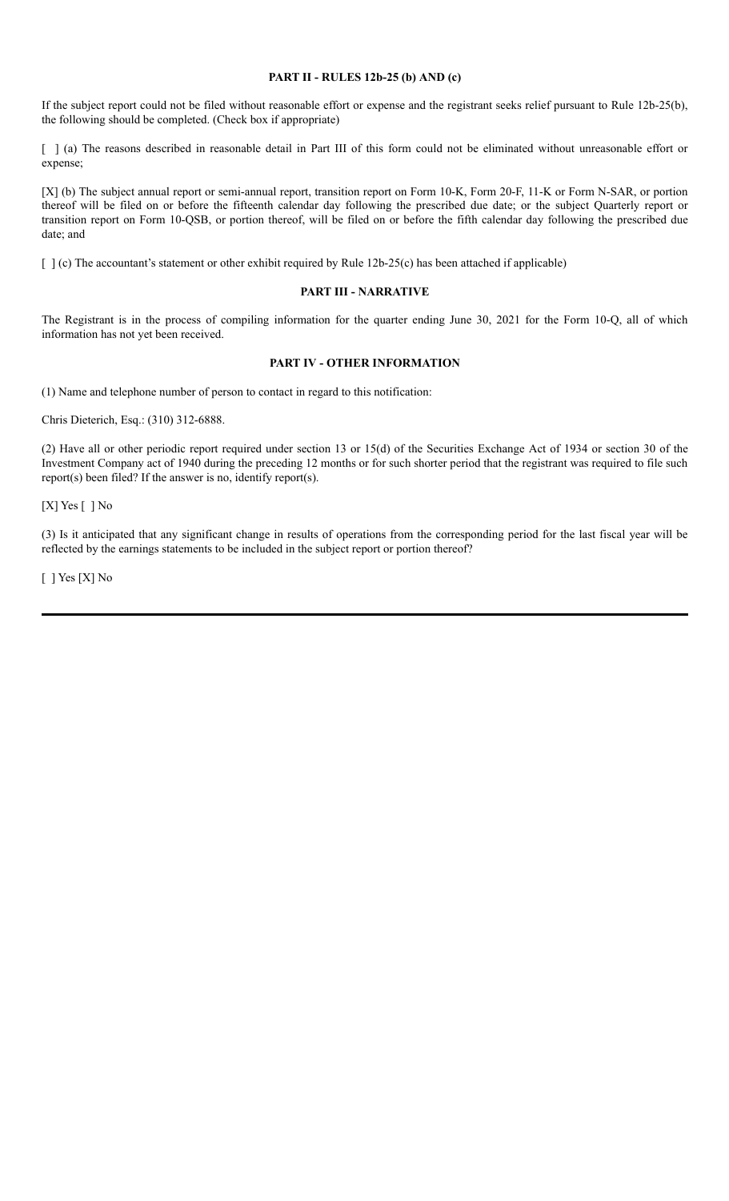**PART II - RULES 12b-25 (b) AND (c)**

If the subject report could not be filed without reasonable effort or expense and the registrant seeks relief pursuant to Rule 12b-25(b), the following should be completed. (Check box if appropriate)

[ ] (a) The reasons described in reasonable detail in Part III of this form could not be eliminated without unreasonable effort or expense;

[X] (b) The subject annual report or semi-annual report, transition report on Form 10-K, Form 20-F, 11-K or Form N-SAR, or portion thereof will be filed on or before the fifteenth calendar day following the prescribed due date; or the subject Quarterly report or transition report on Form 10-QSB, or portion thereof, will be filed on or before the fifth calendar day following the prescribed due date; and

[ ] (c) The accountant's statement or other exhibit required by Rule 12b-25(c) has been attached if applicable)

**PART III - NARRATIVE**

The Registrant is in the process of compiling information for the quarter ending June 30, 2021 for the Form 10-Q, all of which information has not yet been received.

**PART IV - OTHER INFORMATION**

(1) Name and telephone number of person to contact in regard to this notification:

Chris Dieterich, Esq.: (310) 312-6888.

(2) Have all or other periodic report required under section 13 or 15(d) of the Securities Exchange Act of 1934 or section 30 of the Investment Company act of 1940 during the preceding 12 months or for such shorter period that the registrant was required to file such report(s) been filed? If the answer is no, identify report(s).

[X] Yes [ ] No

(3) Is it anticipated that any significant change in results of operations from the corresponding period for the last fiscal year will be reflected by the earnings statements to be included in the subject report or portion thereof?

[ ] Yes [X] No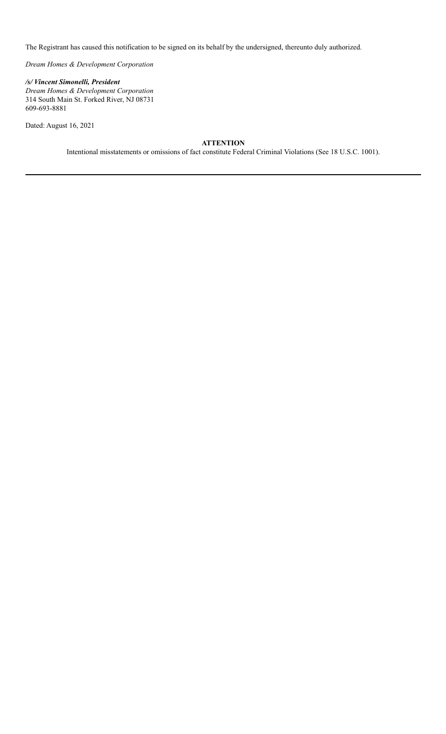The Registrant has caused this notification to be signed on its behalf by the undersigned, thereunto duly authorized.

*Dream Homes & Development Corporation*

***/s/ Vincent Simonelli, President***
*Dream Homes & Development Corporation*
314 South Main St. Forked River, NJ 08731
609-693-8881

Dated: August 16, 2021

**ATTENTION**

Intentional misstatements or omissions of fact constitute Federal Criminal Violations (See 18 U.S.C. 1001).